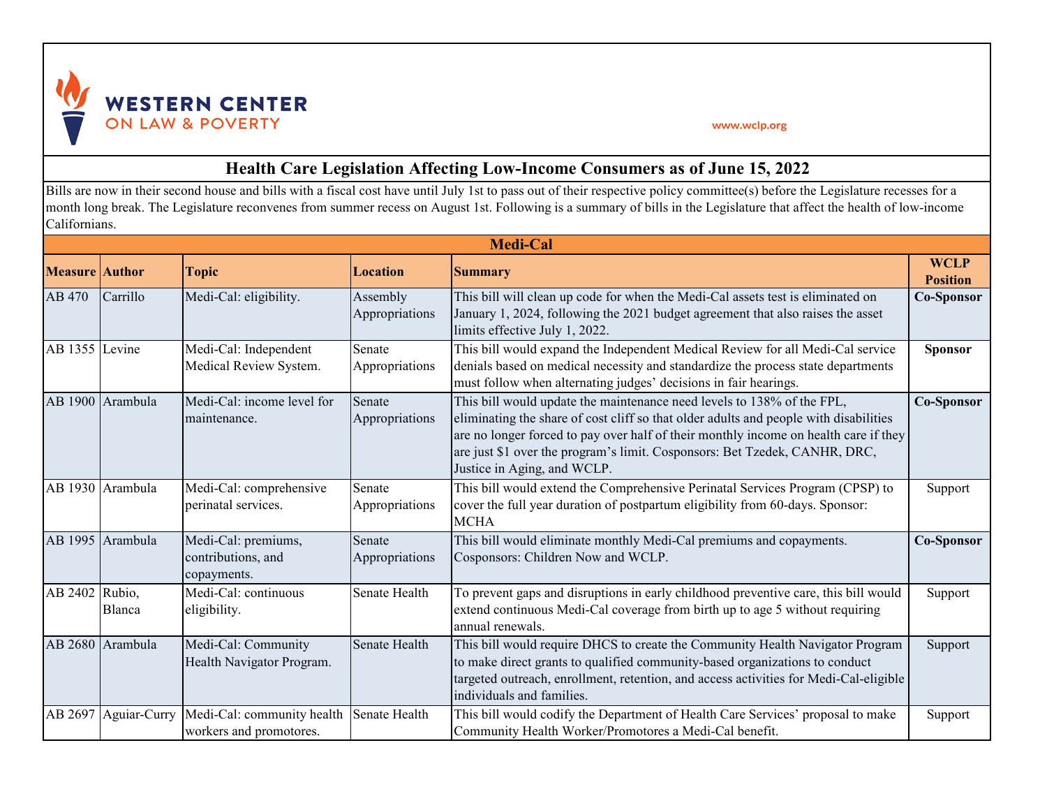WESTERN CENTER ON LAW & POVERTY

www.wclp.org

# Health Care Legislation Affecting Low-Income Consumers as of June 15, 2022

Bills are now in their second house and bills with a fiscal cost have until July 1st to pass out of their respective policy committee(s) before the Legislature recesses for a month long break. The Legislature reconvenes from summer recess on August 1st. Following is a summary of bills in the Legislature that affect the health of low-income Californians.

## Medi-Cal

| Measure | Author | Topic | Location | Summary | WCLP Position |
|---|---|---|---|---|---|
| AB 470 | Carrillo | Medi-Cal: eligibility. | Assembly Appropriations | This bill will clean up code for when the Medi-Cal assets test is eliminated on January 1, 2024, following the 2021 budget agreement that also raises the asset limits effective July 1, 2022. | **Co-Sponsor** |
| AB 1355 | Levine | Medi-Cal: Independent Medical Review System. | Senate Appropriations | This bill would expand the Independent Medical Review for all Medi-Cal service denials based on medical necessity and standardize the process state departments must follow when alternating judges' decisions in fair hearings. | **Sponsor** |
| AB 1900 | Arambula | Medi-Cal: income level for maintenance. | Senate Appropriations | This bill would update the maintenance need levels to 138% of the FPL, eliminating the share of cost cliff so that older adults and people with disabilities are no longer forced to pay over half of their monthly income on health care if they are just $1 over the program's limit. Cosponsors: Bet Tzedek, CANHR, DRC, Justice in Aging, and WCLP. | **Co-Sponsor** |
| AB 1930 | Arambula | Medi-Cal: comprehensive perinatal services. | Senate Appropriations | This bill would extend the Comprehensive Perinatal Services Program (CPSP) to cover the full year duration of postpartum eligibility from 60-days. Sponsor: MCHA | Support |
| AB 1995 | Arambula | Medi-Cal: premiums, contributions, and copayments. | Senate Appropriations | This bill would eliminate monthly Medi-Cal premiums and copayments. Cosponsors: Children Now and WCLP. | **Co-Sponsor** |
| AB 2402 | Rubio, Blanca | Medi-Cal: continuous eligibility. | Senate Health | To prevent gaps and disruptions in early childhood preventive care, this bill would extend continuous Medi-Cal coverage from birth up to age 5 without requiring annual renewals. | Support |
| AB 2680 | Arambula | Medi-Cal: Community Health Navigator Program. | Senate Health | This bill would require DHCS to create the Community Health Navigator Program to make direct grants to qualified community-based organizations to conduct targeted outreach, enrollment, retention, and access activities for Medi-Cal-eligible individuals and families. | Support |
| AB 2697 | Aguiar-Curry | Medi-Cal: community health workers and promotores. | Senate Health | This bill would codify the Department of Health Care Services' proposal to make Community Health Worker/Promotores a Medi-Cal benefit. | Support |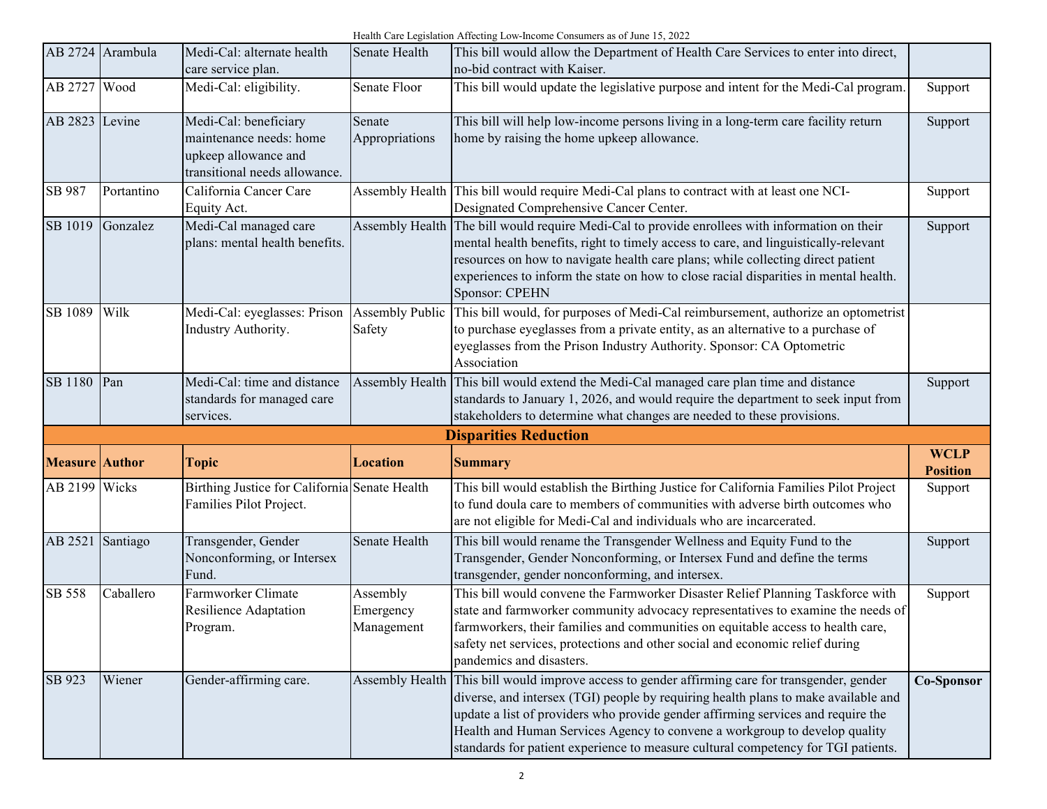| | | | | | |
|---|---|---|---|---|---|
| AB 2724 | Arambula | Medi-Cal: alternate health care service plan. | Senate Health | This bill would allow the Department of Health Care Services to enter into direct, no-bid contract with Kaiser. | |
| AB 2727 | Wood | Medi-Cal: eligibility. | Senate Floor | This bill would update the legislative purpose and intent for the Medi-Cal program. | Support |
| AB 2823 | Levine | Medi-Cal: beneficiary maintenance needs: home upkeep allowance and transitional needs allowance. | Senate Appropriations | This bill will help low-income persons living in a long-term care facility return home by raising the home upkeep allowance. | Support |
| SB 987 | Portantino | California Cancer Care Equity Act. | Assembly Health | This bill would require Medi-Cal plans to contract with at least one NCI-Designated Comprehensive Cancer Center. | Support |
| SB 1019 | Gonzalez | Medi-Cal managed care plans: mental health benefits. | Assembly Health | The bill would require Medi-Cal to provide enrollees with information on their mental health benefits, right to timely access to care, and linguistically-relevant resources on how to navigate health care plans; while collecting direct patient experiences to inform the state on how to close racial disparities in mental health. Sponsor: CPEHN | Support |
| SB 1089 | Wilk | Medi-Cal: eyeglasses: Prison Industry Authority. | Assembly Public Safety | This bill would, for purposes of Medi-Cal reimbursement, authorize an optometrist to purchase eyeglasses from a private entity, as an alternative to a purchase of eyeglasses from the Prison Industry Authority. Sponsor: CA Optometric Association | |
| SB 1180 | Pan | Medi-Cal: time and distance standards for managed care services. | Assembly Health | This bill would extend the Medi-Cal managed care plan time and distance standards to January 1, 2026, and would require the department to seek input from stakeholders to determine what changes are needed to these provisions. | Support |

## Disparities Reduction

| Measure | Author | Topic | Location | Summary | WCLP Position |
|---|---|---|---|---|---|
| AB 2199 | Wicks | Birthing Justice for California Families Pilot Project. | Senate Health | This bill would establish the Birthing Justice for California Families Pilot Project to fund doula care to members of communities with adverse birth outcomes who are not eligible for Medi-Cal and individuals who are incarcerated. | Support |
| AB 2521 | Santiago | Transgender, Gender Nonconforming, or Intersex Fund. | Senate Health | This bill would rename the Transgender Wellness and Equity Fund to the Transgender, Gender Nonconforming, or Intersex Fund and define the terms transgender, gender nonconforming, and intersex. | Support |
| SB 558 | Caballero | Farmworker Climate Resilience Adaptation Program. | Assembly Emergency Management | This bill would convene the Farmworker Disaster Relief Planning Taskforce with state and farmworker community advocacy representatives to examine the needs of farmworkers, their families and communities on equitable access to health care, safety net services, protections and other social and economic relief during pandemics and disasters. | Support |
| SB 923 | Wiener | Gender-affirming care. | Assembly Health | This bill would improve access to gender affirming care for transgender, gender diverse, and intersex (TGI) people by requiring health plans to make available and update a list of providers who provide gender affirming services and require the Health and Human Services Agency to convene a workgroup to develop quality standards for patient experience to measure cultural competency for TGI patients. | **Co-Sponsor** |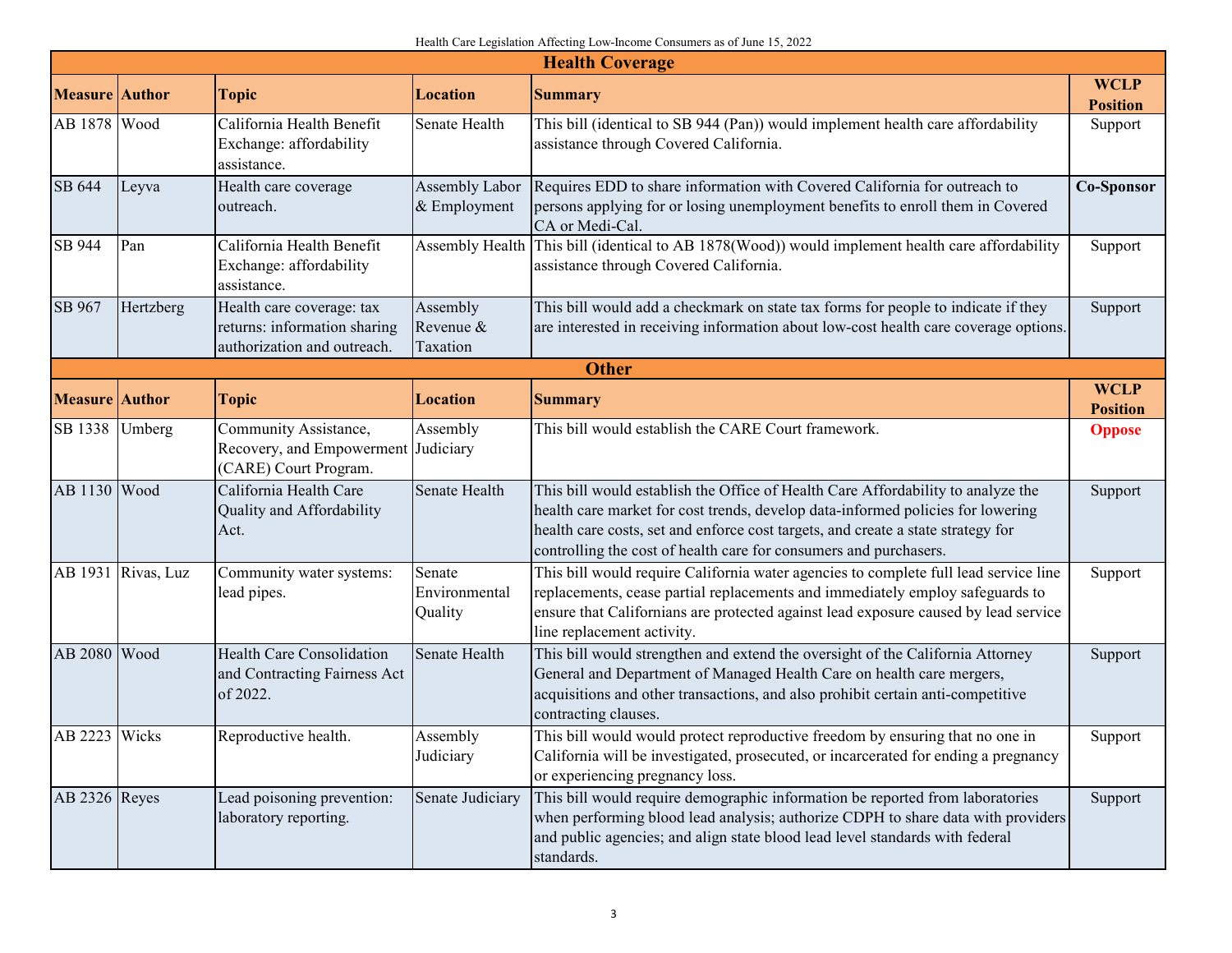Health Care Legislation Affecting Low-Income Consumers as of June 15, 2022

## Health Coverage

| Measure | Author | Topic | Location | Summary | WCLP Position |
|---|---|---|---|---|---|
| AB 1878 | Wood | California Health Benefit Exchange: affordability assistance. | Senate Health | This bill (identical to SB 944 (Pan)) would implement health care affordability assistance through Covered California. | Support |
| SB 644 | Leyva | Health care coverage outreach. | Assembly Labor & Employment | Requires EDD to share information with Covered California for outreach to persons applying for or losing unemployment benefits to enroll them in Covered CA or Medi-Cal. | **Co-Sponsor** |
| SB 944 | Pan | California Health Benefit Exchange: affordability assistance. | Assembly Health | This bill (identical to AB 1878(Wood)) would implement health care affordability assistance through Covered California. | Support |
| SB 967 | Hertzberg | Health care coverage: tax returns: information sharing authorization and outreach. | Assembly Revenue & Taxation | This bill would add a checkmark on state tax forms for people to indicate if they are interested in receiving information about low-cost health care coverage options. | Support |

## Other

| Measure | Author | Topic | Location | Summary | WCLP Position |
|---|---|---|---|---|---|
| SB 1338 | Umberg | Community Assistance, Recovery, and Empowerment (CARE) Court Program. | Assembly Judiciary | This bill would establish the CARE Court framework. | **Oppose** |
| AB 1130 | Wood | California Health Care Quality and Affordability Act. | Senate Health | This bill would establish the Office of Health Care Affordability to analyze the health care market for cost trends, develop data-informed policies for lowering health care costs, set and enforce cost targets, and create a state strategy for controlling the cost of health care for consumers and purchasers. | Support |
| AB 1931 | Rivas, Luz | Community water systems: lead pipes. | Senate Environmental Quality | This bill would require California water agencies to complete full lead service line replacements, cease partial replacements and immediately employ safeguards to ensure that Californians are protected against lead exposure caused by lead service line replacement activity. | Support |
| AB 2080 | Wood | Health Care Consolidation and Contracting Fairness Act of 2022. | Senate Health | This bill would strengthen and extend the oversight of the California Attorney General and Department of Managed Health Care on health care mergers, acquisitions and other transactions, and also prohibit certain anti-competitive contracting clauses. | Support |
| AB 2223 | Wicks | Reproductive health. | Assembly Judiciary | This bill would would protect reproductive freedom by ensuring that no one in California will be investigated, prosecuted, or incarcerated for ending a pregnancy or experiencing pregnancy loss. | Support |
| AB 2326 | Reyes | Lead poisoning prevention: laboratory reporting. | Senate Judiciary | This bill would require demographic information be reported from laboratories when performing blood lead analysis; authorize CDPH to share data with providers and public agencies; and align state blood lead level standards with federal standards. | Support |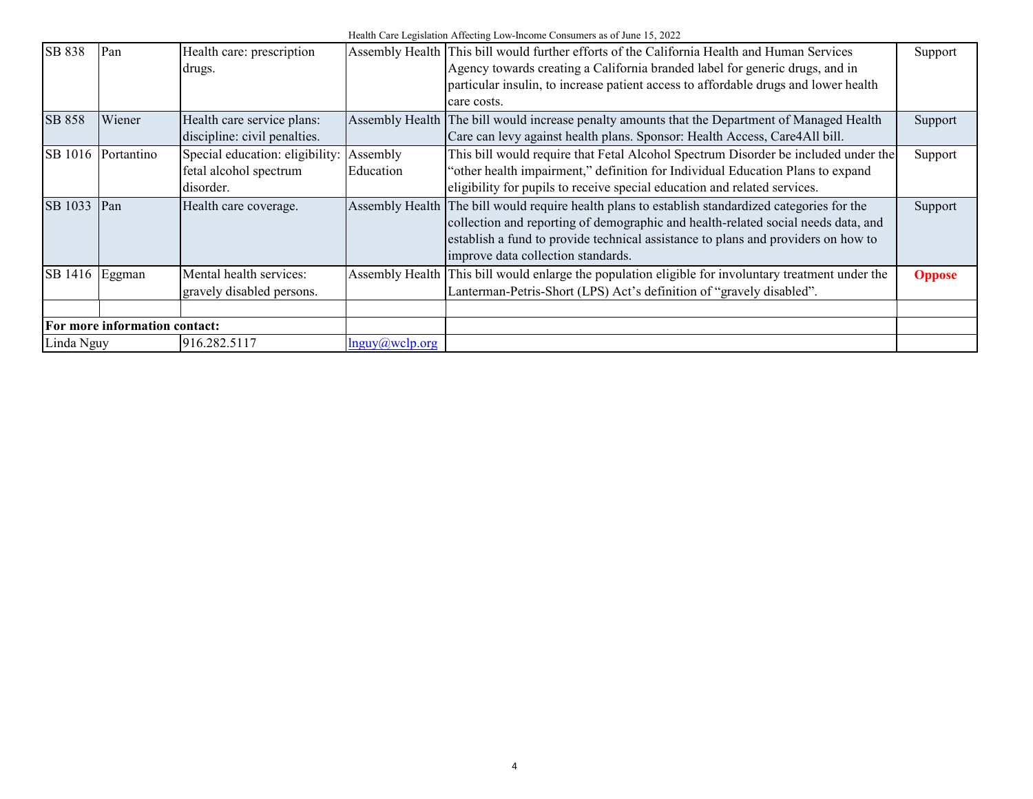| | | | | | |
|---|---|---|---|---|---|
| SB 838 | Pan | Health care: prescription drugs. | Assembly Health | This bill would further efforts of the California Health and Human Services Agency towards creating a California branded label for generic drugs, and in particular insulin, to increase patient access to affordable drugs and lower health care costs. | Support |
| SB 858 | Wiener | Health care service plans: discipline: civil penalties. | Assembly Health | The bill would increase penalty amounts that the Department of Managed Health Care can levy against health plans. Sponsor: Health Access, Care4All bill. | Support |
| SB 1016 | Portantino | Special education: eligibility: fetal alcohol spectrum disorder. | Assembly Education | This bill would require that Fetal Alcohol Spectrum Disorder be included under the "other health impairment," definition for Individual Education Plans to expand eligibility for pupils to receive special education and related services. | Support |
| SB 1033 | Pan | Health care coverage. | Assembly Health | The bill would require health plans to establish standardized categories for the collection and reporting of demographic and health-related social needs data, and establish a fund to provide technical assistance to plans and providers on how to improve data collection standards. | Support |
| SB 1416 | Eggman | Mental health services: gravely disabled persons. | Assembly Health | This bill would enlarge the population eligible for involuntary treatment under the Lanterman-Petris-Short (LPS) Act's definition of "gravely disabled". | **Oppose** |
| | | | | | |
| **For more information contact:** | | | | | |
| Linda Nguy | | 916.282.5117 | lnguy@wclp.org | | |